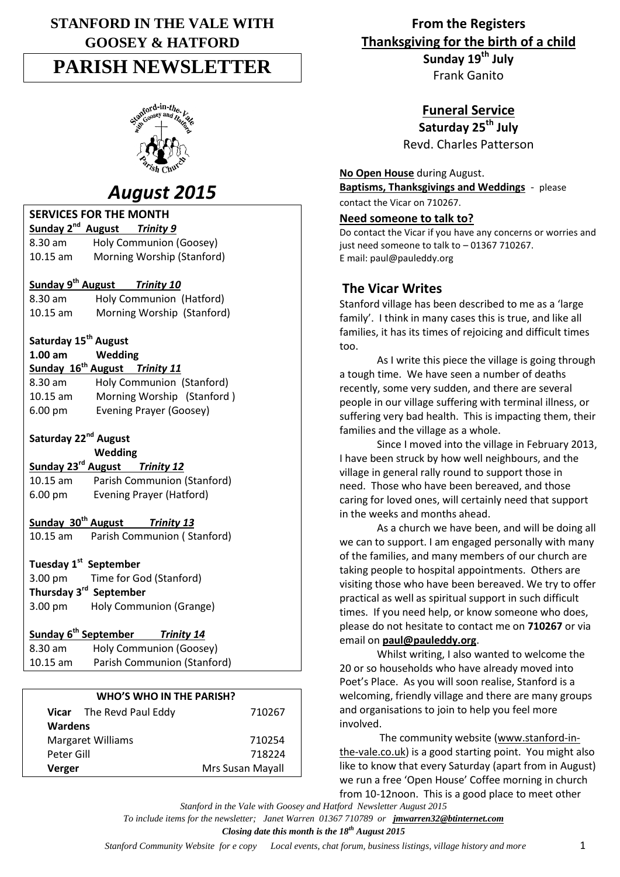# STANFORD IN THE VALE WITH GOOSEY & HATFORD

# PARISH NEWSLETTER

# *August 2015*

## SERVICES FOR THE MONTH

**Sunday 2nd August** ***Trinity 9***
8.30 am Holy Communion (Goosey)
10.15 am Morning Worship (Stanford)

**Sunday 9th August** ***Trinity 10***
8.30 am Holy Communion (Hatford)
10.15 am Morning Worship (Stanford)

**Saturday 15th August**
**1.00 am Wedding**

**Sunday 16th August** ***Trinity 11***
8.30 am Holy Communion (Stanford)
10.15 am Morning Worship (Stanford )
6.00 pm Evening Prayer (Goosey)

**Saturday 22nd August**
**Wedding**

**Sunday 23rd August** ***Trinity 12***
10.15 am Parish Communion (Stanford)
6.00 pm Evening Prayer (Hatford)

**Sunday 30th August** ***Trinity 13***
10.15 am Parish Communion ( Stanford)

**Tuesday 1st September**
3.00 pm Time for God (Stanford)

**Thursday 3rd September**
3.00 pm Holy Communion (Grange)

**Sunday 6th September** ***Trinity 14***
8.30 am Holy Communion (Goosey)
10.15 am Parish Communion (Stanford)

## WHO'S WHO IN THE PARISH?

| | |
|---|---|
| **Vicar** The Revd Paul Eddy | 710267 |
| **Wardens** | |
| Margaret Williams | 710254 |
| Peter Gill | 718224 |
| **Verger** | Mrs Susan Mayall |

## From the Registers

### Thanksgiving for the birth of a child

**Sunday 19th July**
Frank Ganito

### Funeral Service

**Saturday 25th July**
Revd. Charles Patterson

**No Open House** during August.

**Baptisms, Thanksgivings and Weddings** - please contact the Vicar on 710267.

**Need someone to talk to?**
Do contact the Vicar if you have any concerns or worries and just need someone to talk to – 01367 710267.
E mail: paul@pauleddy.org

## The Vicar Writes

Stanford village has been described to me as a 'large family'. I think in many cases this is true, and like all families, it has its times of rejoicing and difficult times too.

As I write this piece the village is going through a tough time. We have seen a number of deaths recently, some very sudden, and there are several people in our village suffering with terminal illness, or suffering very bad health. This is impacting them, their families and the village as a whole.

Since I moved into the village in February 2013, I have been struck by how well neighbours, and the village in general rally round to support those in need. Those who have been bereaved, and those caring for loved ones, will certainly need that support in the weeks and months ahead.

As a church we have been, and will be doing all we can to support. I am engaged personally with many of the families, and many members of our church are taking people to hospital appointments. Others are visiting those who have been bereaved. We try to offer practical as well as spiritual support in such difficult times. If you need help, or know someone who does, please do not hesitate to contact me on **710267** or via email on **paul@pauleddy.org**.

Whilst writing, I also wanted to welcome the 20 or so households who have already moved into Poet's Place. As you will soon realise, Stanford is a welcoming, friendly village and there are many groups and organisations to join to help you feel more involved.

The community website (www.stanford-in-the-vale.co.uk) is a good starting point. You might also like to know that every Saturday (apart from in August) we run a free 'Open House' Coffee morning in church from 10-12noon. This is a good place to meet other

*Stanford in the Vale with Goosey and Hatford Newsletter August 2015*
*To include items for the newsletter; Janet Warren 01367 710789 or* ***jmwarren32@btinternet.com***
***Closing date this month is the 18th August 2015***
*Stanford Community Website for e copy Local events, chat forum, business listings, village history and more*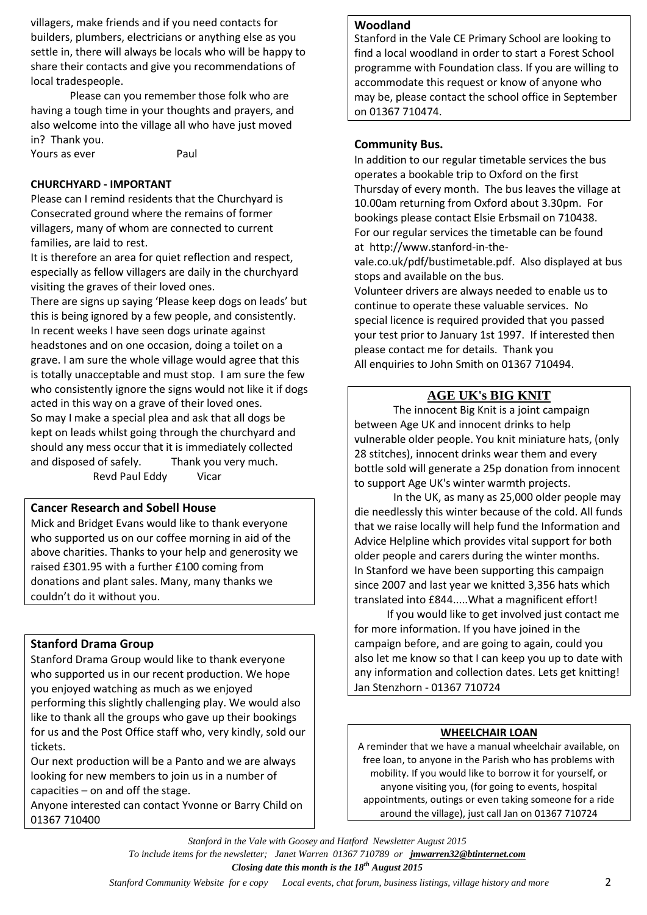villagers, make friends and if you need contacts for builders, plumbers, electricians or anything else as you settle in, there will always be locals who will be happy to share their contacts and give you recommendations of local tradespeople.

Please can you remember those folk who are having a tough time in your thoughts and prayers, and also welcome into the village all who have just moved in? Thank you.

Yours as ever Paul

**CHURCHYARD - IMPORTANT**

Please can I remind residents that the Churchyard is Consecrated ground where the remains of former villagers, many of whom are connected to current families, are laid to rest.

It is therefore an area for quiet reflection and respect, especially as fellow villagers are daily in the churchyard visiting the graves of their loved ones.

There are signs up saying 'Please keep dogs on leads' but this is being ignored by a few people, and consistently. In recent weeks I have seen dogs urinate against headstones and on one occasion, doing a toilet on a grave. I am sure the whole village would agree that this is totally unacceptable and must stop. I am sure the few who consistently ignore the signs would not like it if dogs acted in this way on a grave of their loved ones.

So may I make a special plea and ask that all dogs be kept on leads whilst going through the churchyard and should any mess occur that it is immediately collected and disposed of safely. Thank you very much.

Revd Paul Eddy Vicar

**Cancer Research and Sobell House**

Mick and Bridget Evans would like to thank everyone who supported us on our coffee morning in aid of the above charities. Thanks to your help and generosity we raised £301.95 with a further £100 coming from donations and plant sales. Many, many thanks we couldn't do it without you.

**Stanford Drama Group**

Stanford Drama Group would like to thank everyone who supported us in our recent production. We hope you enjoyed watching as much as we enjoyed performing this slightly challenging play. We would also like to thank all the groups who gave up their bookings for us and the Post Office staff who, very kindly, sold our tickets.

Our next production will be a Panto and we are always looking for new members to join us in a number of capacities – on and off the stage.

Anyone interested can contact Yvonne or Barry Child on 01367 710400

**Woodland**

Stanford in the Vale CE Primary School are looking to find a local woodland in order to start a Forest School programme with Foundation class. If you are willing to accommodate this request or know of anyone who may be, please contact the school office in September on 01367 710474.

**Community Bus.**

In addition to our regular timetable services the bus operates a bookable trip to Oxford on the first Thursday of every month. The bus leaves the village at 10.00am returning from Oxford about 3.30pm. For bookings please contact Elsie Erbsmail on 710438.

For our regular services the timetable can be found at http://www.stanford-in-the-vale.co.uk/pdf/bustimetable.pdf. Also displayed at bus stops and available on the bus.

Volunteer drivers are always needed to enable us to continue to operate these valuable services. No special licence is required provided that you passed your test prior to January 1st 1997. If interested then please contact me for details. Thank you

All enquiries to John Smith on 01367 710494.

**AGE UK's BIG KNIT**

The innocent Big Knit is a joint campaign between Age UK and innocent drinks to help vulnerable older people. You knit miniature hats, (only 28 stitches), innocent drinks wear them and every bottle sold will generate a 25p donation from innocent to support Age UK's winter warmth projects.

In the UK, as many as 25,000 older people may die needlessly this winter because of the cold. All funds that we raise locally will help fund the Information and Advice Helpline which provides vital support for both older people and carers during the winter months.

In Stanford we have been supporting this campaign since 2007 and last year we knitted 3,356 hats which translated into £844.....What a magnificent effort!

If you would like to get involved just contact me for more information. If you have joined in the campaign before, and are going to again, could you also let me know so that I can keep you up to date with any information and collection dates. Lets get knitting!

Jan Stenzhorn - 01367 710724

**WHEELCHAIR LOAN**

A reminder that we have a manual wheelchair available, on free loan, to anyone in the Parish who has problems with mobility. If you would like to borrow it for yourself, or anyone visiting you, (for going to events, hospital appointments, outings or even taking someone for a ride around the village), just call Jan on 01367 710724

*Stanford in the Vale with Goosey and Hatford Newsletter August 2015*

*To include items for the newsletter; Janet Warren 01367 710789 or jmwarren32@btinternet.com*

***Closing date this month is the 18th August 2015***

*Stanford Community Website for e copy Local events, chat forum, business listings, village history and more*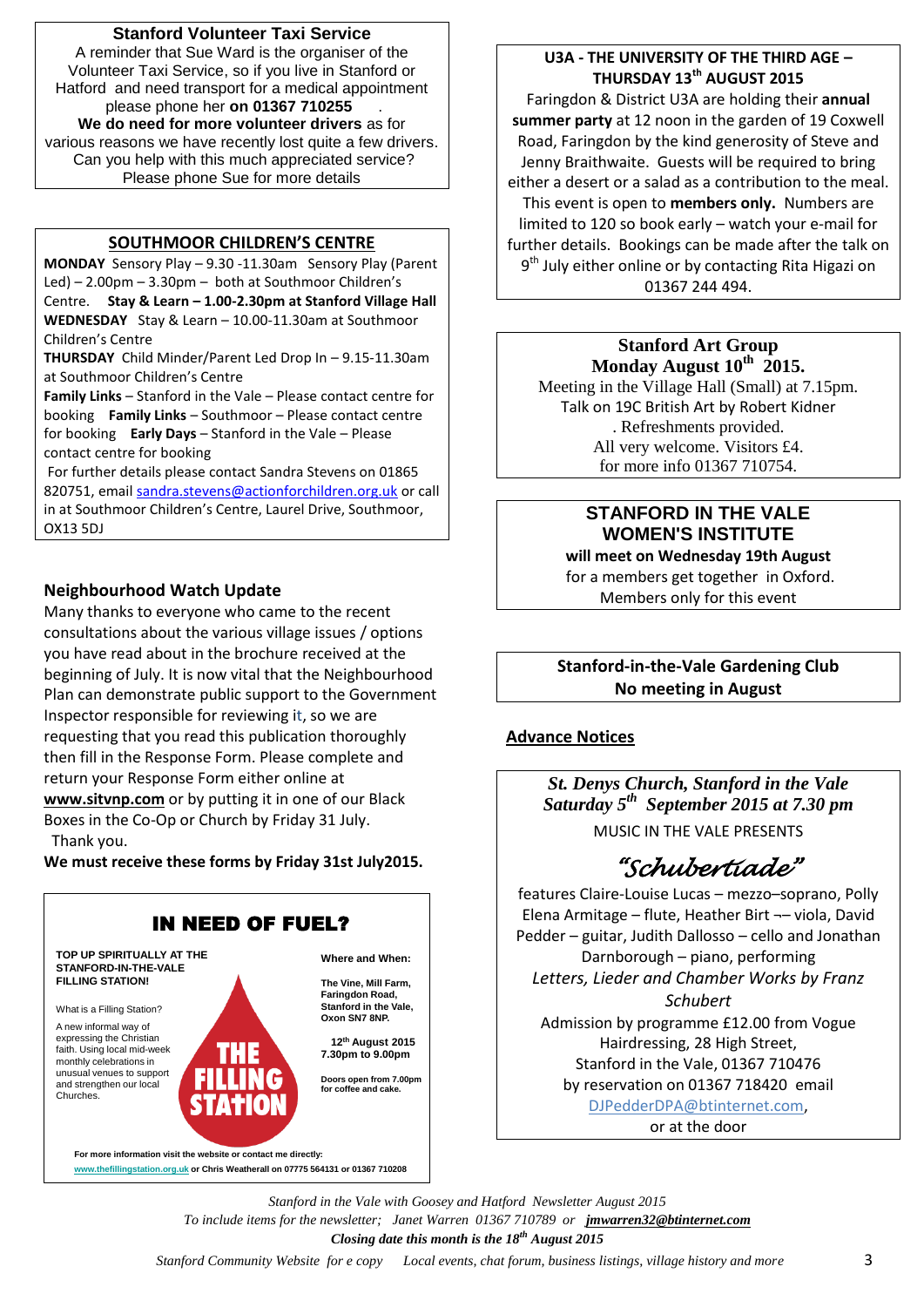## Stanford Volunteer Taxi Service

A reminder that Sue Ward is the organiser of the Volunteer Taxi Service, so if you live in Stanford or Hatford and need transport for a medical appointment please phone her **on 01367 710255** .

**We do need for more volunteer drivers** as for various reasons we have recently lost quite a few drivers. Can you help with this much appreciated service? Please phone Sue for more details

## SOUTHMOOR CHILDREN'S CENTRE

**MONDAY** Sensory Play – 9.30 -11.30am Sensory Play (Parent Led) – 2.00pm – 3.30pm – both at Southmoor Children's Centre. **Stay & Learn – 1.00-2.30pm at Stanford Village Hall**

**WEDNESDAY** Stay & Learn – 10.00-11.30am at Southmoor Children's Centre

**THURSDAY** Child Minder/Parent Led Drop In – 9.15-11.30am at Southmoor Children's Centre

**Family Links** – Stanford in the Vale – Please contact centre for booking **Family Links** – Southmoor – Please contact centre for booking **Early Days** – Stanford in the Vale – Please contact centre for booking

For further details please contact Sandra Stevens on 01865 820751, email sandra.stevens@actionforchildren.org.uk or call in at Southmoor Children's Centre, Laurel Drive, Southmoor, OX13 5DJ

## Neighbourhood Watch Update

Many thanks to everyone who came to the recent consultations about the various village issues / options you have read about in the brochure received at the beginning of July. It is now vital that the Neighbourhood Plan can demonstrate public support to the Government Inspector responsible for reviewing it, so we are requesting that you read this publication thoroughly then fill in the Response Form. Please complete and return your Response Form either online at **www.sitvnp.com** or by putting it in one of our Black Boxes in the Co-Op or Church by Friday 31 July. Thank you.

**We must receive these forms by Friday 31st July2015.**

## IN NEED OF FUEL?

**TOP UP SPIRITUALLY AT THE STANFORD-IN-THE-VALE FILLING STATION!**

What is a Filling Station?

A new informal way of expressing the Christian faith. Using local mid-week monthly celebrations in unusual venues to support and strengthen our local Churches.

**THE FILLING STATION**

**Where and When:**

**The Vine, Mill Farm, Faringdon Road, Stanford in the Vale, Oxon SN7 8NP.**

**12th August 2015 7.30pm to 9.00pm**

**Doors open from 7.00pm for coffee and cake.**

**For more information visit the website or contact me directly:** www.thefillingstation.org.uk **or Chris Weatherall on 07775 564131 or 01367 710208**

## U3A - THE UNIVERSITY OF THE THIRD AGE – THURSDAY 13th AUGUST 2015

Faringdon & District U3A are holding their **annual summer party** at 12 noon in the garden of 19 Coxwell Road, Faringdon by the kind generosity of Steve and Jenny Braithwaite. Guests will be required to bring either a desert or a salad as a contribution to the meal. This event is open to **members only.** Numbers are limited to 120 so book early – watch your e-mail for further details. Bookings can be made after the talk on 9th July either online or by contacting Rita Higazi on 01367 244 494.

## Stanford Art Group
### Monday August 10th 2015.

Meeting in the Village Hall (Small) at 7.15pm.
Talk on 19C British Art by Robert Kidner
. Refreshments provided.
All very welcome. Visitors £4.
for more info 01367 710754.

## STANFORD IN THE VALE WOMEN'S INSTITUTE

**will meet on Wednesday 19th August**
for a members get together in Oxford.
Members only for this event

## Stanford-in-the-Vale Gardening Club
**No meeting in August**

## Advance Notices

***St. Denys Church, Stanford in the Vale***
***Saturday 5th September 2015 at 7.30 pm***

MUSIC IN THE VALE PRESENTS

### *"Schubertiade"*

features Claire-Louise Lucas – mezzo–soprano, Polly Elena Armitage – flute, Heather Birt ¬– viola, David Pedder – guitar, Judith Dallosso – cello and Jonathan Darnborough – piano, performing

*Letters, Lieder and Chamber Works by Franz Schubert*

Admission by programme £12.00 from Vogue Hairdressing, 28 High Street, Stanford in the Vale, 01367 710476 by reservation on 01367 718420 email DJPedderDPA@btinternet.com, or at the door

*Stanford in the Vale with Goosey and Hatford Newsletter August 2015*
*To include items for the newsletter; Janet Warren 01367 710789 or* ***jmwarren32@btinternet.com***
***Closing date this month is the 18th August 2015***
*Stanford Community Website for e copy Local events, chat forum, business listings, village history and more*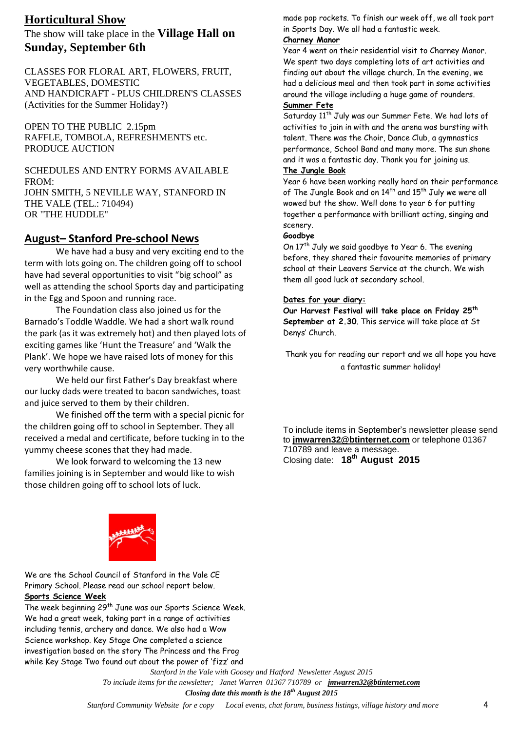## Horticultural Show

The show will take place in the **Village Hall on Sunday, September 6th**

CLASSES FOR FLORAL ART, FLOWERS, FRUIT, VEGETABLES, DOMESTIC AND HANDICRAFT - PLUS CHILDREN'S CLASSES (Activities for the Summer Holiday?)

OPEN TO THE PUBLIC 2.15pm
RAFFLE, TOMBOLA, REFRESHMENTS etc.
PRODUCE AUCTION

SCHEDULES AND ENTRY FORMS AVAILABLE FROM:
JOHN SMITH, 5 NEVILLE WAY, STANFORD IN THE VALE (TEL.: 710494)
OR "THE HUDDLE"

## August– Stanford Pre-school News

We have had a busy and very exciting end to the term with lots going on. The children going off to school have had several opportunities to visit "big school" as well as attending the school Sports day and participating in the Egg and Spoon and running race.

The Foundation class also joined us for the Barnado's Toddle Waddle. We had a short walk round the park (as it was extremely hot) and then played lots of exciting games like 'Hunt the Treasure' and 'Walk the Plank'. We hope we have raised lots of money for this very worthwhile cause.

We held our first Father's Day breakfast where our lucky dads were treated to bacon sandwiches, toast and juice served to them by their children.

We finished off the term with a special picnic for the children going off to school in September. They all received a medal and certificate, before tucking in to the yummy cheese scones that they had made.

We look forward to welcoming the 13 new families joining is in September and would like to wish those children going off to school lots of luck.

We are the School Council of Stanford in the Vale CE Primary School. Please read our school report below.

**Sports Science Week**

The week beginning 29th June was our Sports Science Week. We had a great week, taking part in a range of activities including tennis, archery and dance. We also had a Wow Science workshop. Key Stage One completed a science investigation based on the story The Princess and the Frog while Key Stage Two found out about the power of 'fizz' and made pop rockets. To finish our week off, we all took part in Sports Day. We all had a fantastic week.

**Charney Manor**

Year 4 went on their residential visit to Charney Manor. We spent two days completing lots of art activities and finding out about the village church. In the evening, we had a delicious meal and then took part in some activities around the village including a huge game of rounders.

**Summer Fete**

Saturday 11th July was our Summer Fete. We had lots of activities to join in with and the arena was bursting with talent. There was the Choir, Dance Club, a gymnastics performance, School Band and many more. The sun shone and it was a fantastic day. Thank you for joining us.

**The Jungle Book**

Year 6 have been working really hard on their performance of The Jungle Book and on 14th and 15th July we were all wowed but the show. Well done to year 6 for putting together a performance with brilliant acting, singing and scenery.

**Goodbye**

On 17th July we said goodbye to Year 6. The evening before, they shared their favourite memories of primary school at their Leavers Service at the church. We wish them all good luck at secondary school.

**Dates for your diary:**

**Our Harvest Festival will take place on Friday 25th September at 2.30**. This service will take place at St Denys' Church.

Thank you for reading our report and we all hope you have a fantastic summer holiday!

To include items in September's newsletter please send to **jmwarren32@btinternet.com** or telephone 01367 710789 and leave a message.
Closing date: **18th August 2015**